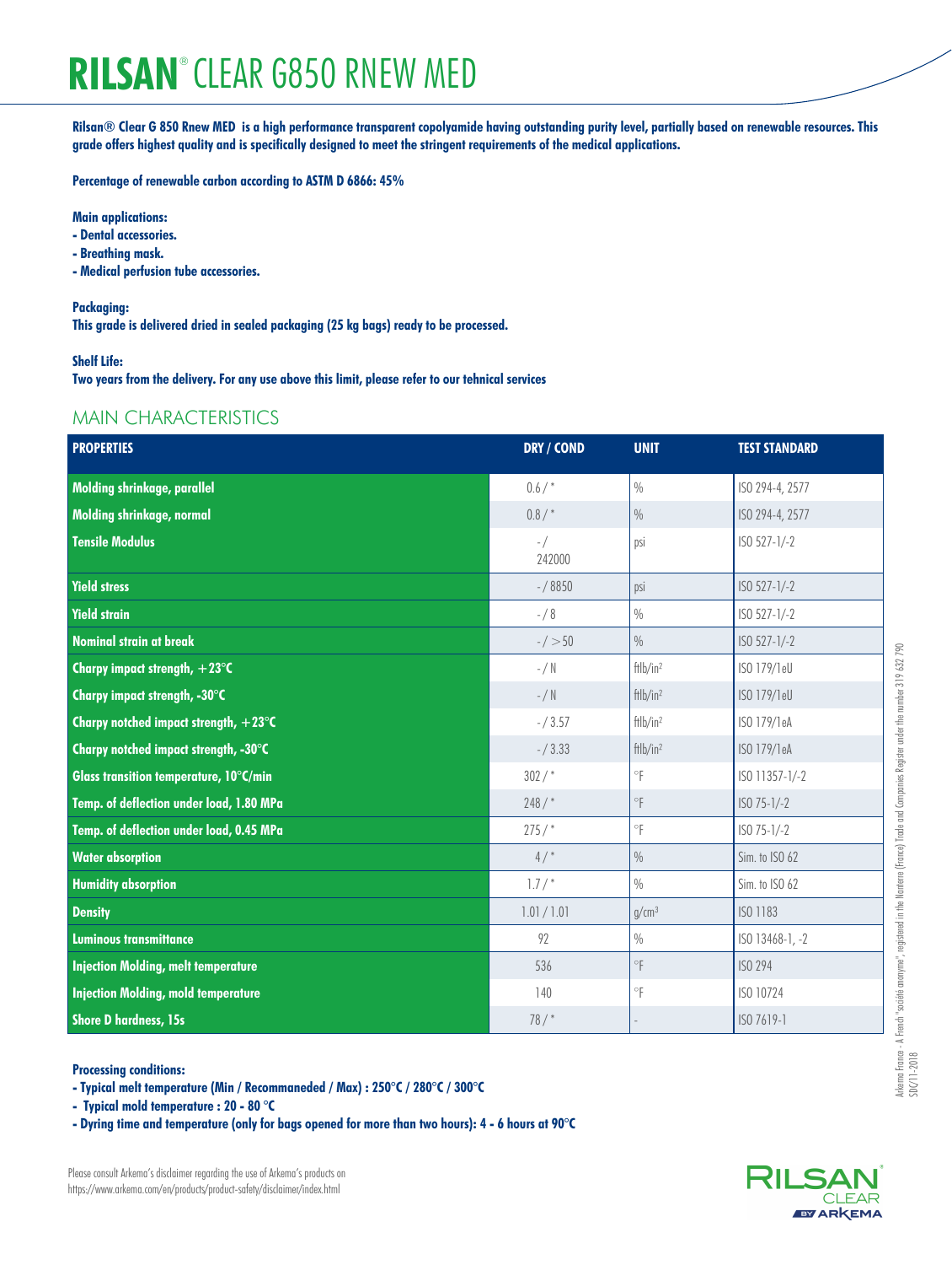# **RILSAN**® CLEAR G850 RNEW MED

**Rilsan® Clear G 850 Rnew MED is a high performance transparent copolyamide having outstanding purity level, partially based on renewable resources. This grade offers highest quality and is specifically designed to meet the stringent requirements of the medical applications.**

**Percentage of renewable carbon according to ASTM D 6866: 45%**

**Main applications:**
**- Dental accessories.**
**- Breathing mask.**
**- Medical perfusion tube accessories.**

**Packaging:**
**This grade is delivered dried in sealed packaging (25 kg bags) ready to be processed.**

**Shelf Life:**
**Two years from the delivery. For any use above this limit, please refer to our tehnical services**

## MAIN CHARACTERISTICS

| PROPERTIES | DRY / COND | UNIT | TEST STANDARD |
|---|---|---|---|
| Molding shrinkage, parallel | 0.6 / * | % | ISO 294-4, 2577 |
| Molding shrinkage, normal | 0.8 / * | % | ISO 294-4, 2577 |
| Tensile Modulus | - / 242000 | psi | ISO 527-1/-2 |
| Yield stress | - / 8850 | psi | ISO 527-1/-2 |
| Yield strain | - / 8 | % | ISO 527-1/-2 |
| Nominal strain at break | - / >50 | % | ISO 527-1/-2 |
| Charpy impact strength, +23°C | - / N | ftlb/in² | ISO 179/1eU |
| Charpy impact strength, -30°C | - / N | ftlb/in² | ISO 179/1eU |
| Charpy notched impact strength, +23°C | - / 3.57 | ftlb/in² | ISO 179/1eA |
| Charpy notched impact strength, -30°C | - / 3.33 | ftlb/in² | ISO 179/1eA |
| Glass transition temperature, 10°C/min | 302 / * | °F | ISO 11357-1/-2 |
| Temp. of deflection under load, 1.80 MPa | 248 / * | °F | ISO 75-1/-2 |
| Temp. of deflection under load, 0.45 MPa | 275 / * | °F | ISO 75-1/-2 |
| Water absorption | 4 / * | % | Sim. to ISO 62 |
| Humidity absorption | 1.7 / * | % | Sim. to ISO 62 |
| Density | 1.01 / 1.01 | g/cm³ | ISO 1183 |
| Luminous transmittance | 92 | % | ISO 13468-1, -2 |
| Injection Molding, melt temperature | 536 | °F | ISO 294 |
| Injection Molding, mold temperature | 140 | °F | ISO 10724 |
| Shore D hardness, 15s | 78 / * | - | ISO 7619-1 |

**Processing conditions:**
**- Typical melt temperature (Min / Recommaneded / Max) : 250°C / 280°C / 300°C**
**- Typical mold temperature : 20 - 80 °C**
**- Dyring time and temperature (only for bags opened for more than two hours): 4 - 6 hours at 90°C**

Please consult Arkema's disclaimer regarding the use of Arkema's products on https://www.arkema.com/en/products/product-safety/disclaimer/index.html

Arkema France - A French "société anonyme", registered in the Nanterre (France) Trade and Companies Register under the number 319 632 790
SDC/11-2018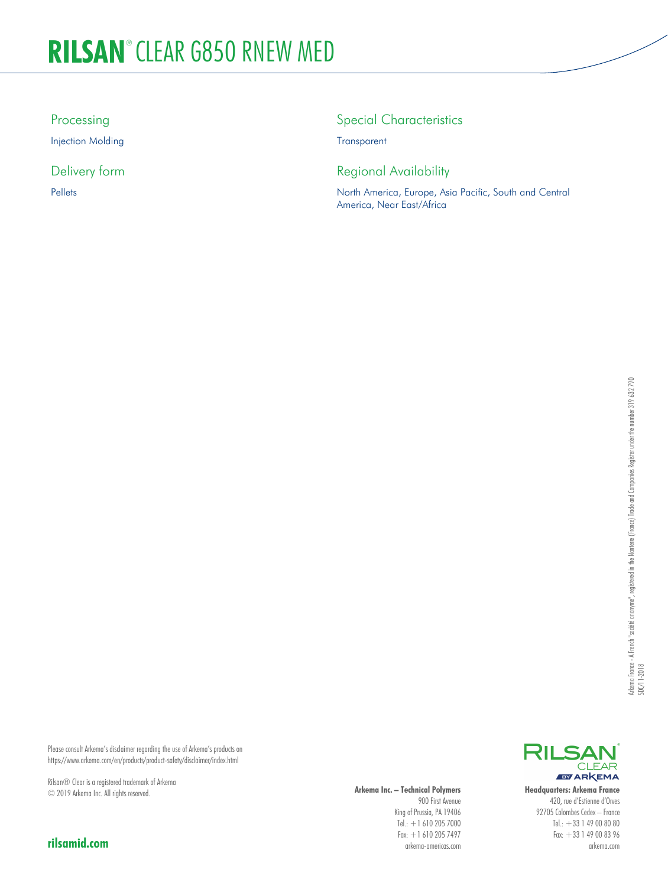# RILSAN® CLEAR G850 RNEW MED

## Processing

Injection Molding

## Delivery form

Pellets

## Special Characteristics

Transparent

## Regional Availability

North America, Europe, Asia Pacific, South and Central America, Near East/Africa

Arkema France - A French "société anonyme", registered in the Nanterre (France) Trade and Companies Register under the number 319 632 790
SDC/11-2018

Please consult Arkema's disclaimer regarding the use of Arkema's products on https://www.arkema.com/en/products/product-safety/disclaimer/index.html

Rilsan® Clear is a registered trademark of Arkema
© 2019 Arkema Inc. All rights reserved.

**rilsamid.com**

**Arkema Inc. – Technical Polymers**
900 First Avenue
King of Prussia, PA 19406
Tel.: +1 610 205 7000
Fax: +1 610 205 7497
arkema-americas.com

**Headquarters: Arkema France**
420, rue d'Estienne d'Orves
92705 Colombes Cedex – France
Tel.: +33 1 49 00 80 80
Fax: +33 1 49 00 83 96
arkema.com